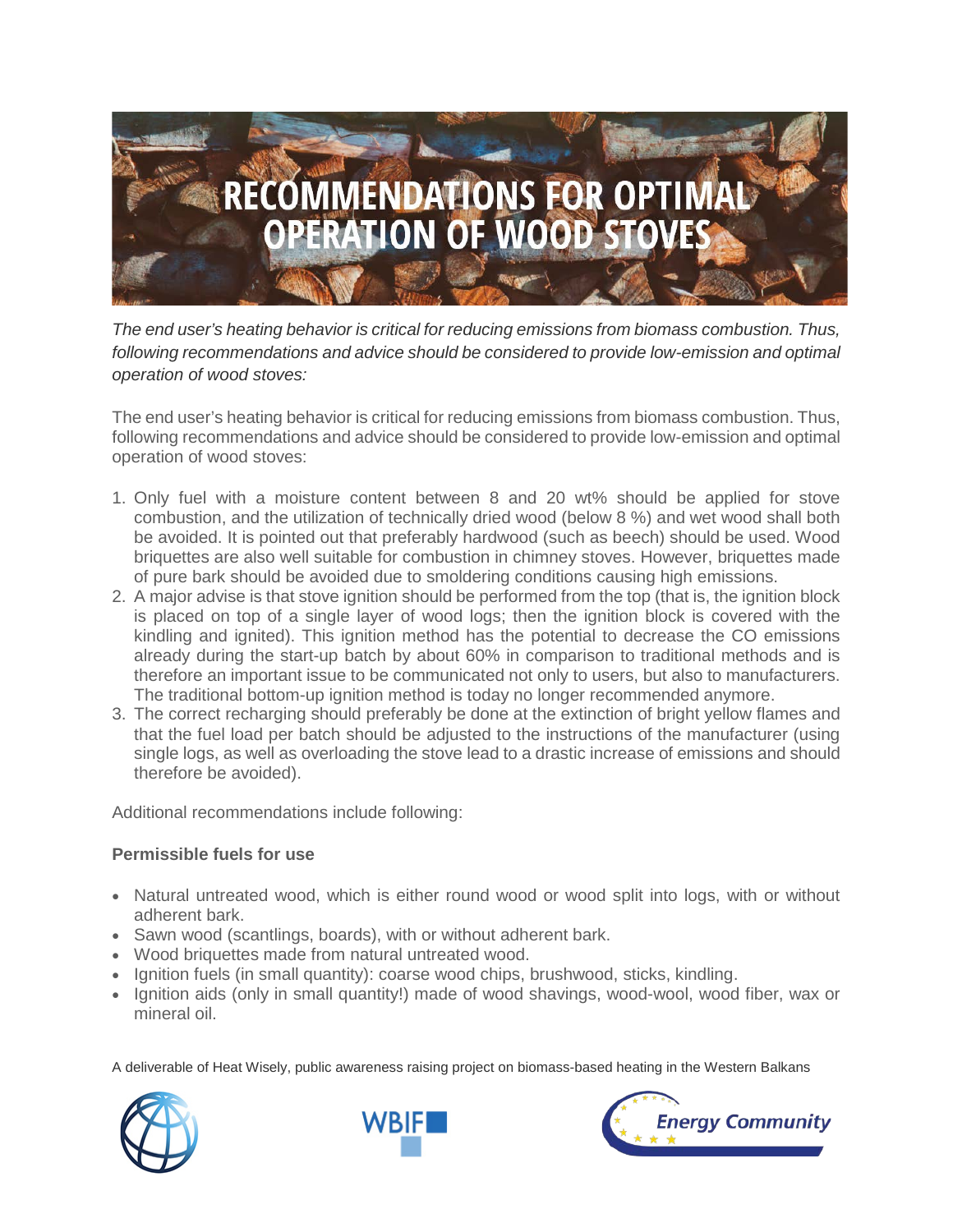# RECOMMENDATIONS FOR OPTIMAL OPERATION OF WOOD STOVES

*The end user's heating behavior is critical for reducing emissions from biomass combustion. Thus, following recommendations and advice should be considered to provide low-emission and optimal operation of wood stoves:*

The end user's heating behavior is critical for reducing emissions from biomass combustion. Thus, following recommendations and advice should be considered to provide low-emission and optimal operation of wood stoves:

1. Only fuel with a moisture content between 8 and 20 wt% should be applied for stove combustion, and the utilization of technically dried wood (below 8 %) and wet wood shall both be avoided. It is pointed out that preferably hardwood (such as beech) should be used. Wood briquettes are also well suitable for combustion in chimney stoves. However, briquettes made of pure bark should be avoided due to smoldering conditions causing high emissions.
2. A major advise is that stove ignition should be performed from the top (that is, the ignition block is placed on top of a single layer of wood logs; then the ignition block is covered with the kindling and ignited). This ignition method has the potential to decrease the CO emissions already during the start-up batch by about 60% in comparison to traditional methods and is therefore an important issue to be communicated not only to users, but also to manufacturers. The traditional bottom-up ignition method is today no longer recommended anymore.
3. The correct recharging should preferably be done at the extinction of bright yellow flames and that the fuel load per batch should be adjusted to the instructions of the manufacturer (using single logs, as well as overloading the stove lead to a drastic increase of emissions and should therefore be avoided).

Additional recommendations include following:

**Permissible fuels for use**

- Natural untreated wood, which is either round wood or wood split into logs, with or without adherent bark.
- Sawn wood (scantlings, boards), with or without adherent bark.
- Wood briquettes made from natural untreated wood.
- Ignition fuels (in small quantity): coarse wood chips, brushwood, sticks, kindling.
- Ignition aids (only in small quantity!) made of wood shavings, wood-wool, wood fiber, wax or mineral oil.

A deliverable of Heat Wisely, public awareness raising project on biomass-based heating in the Western Balkans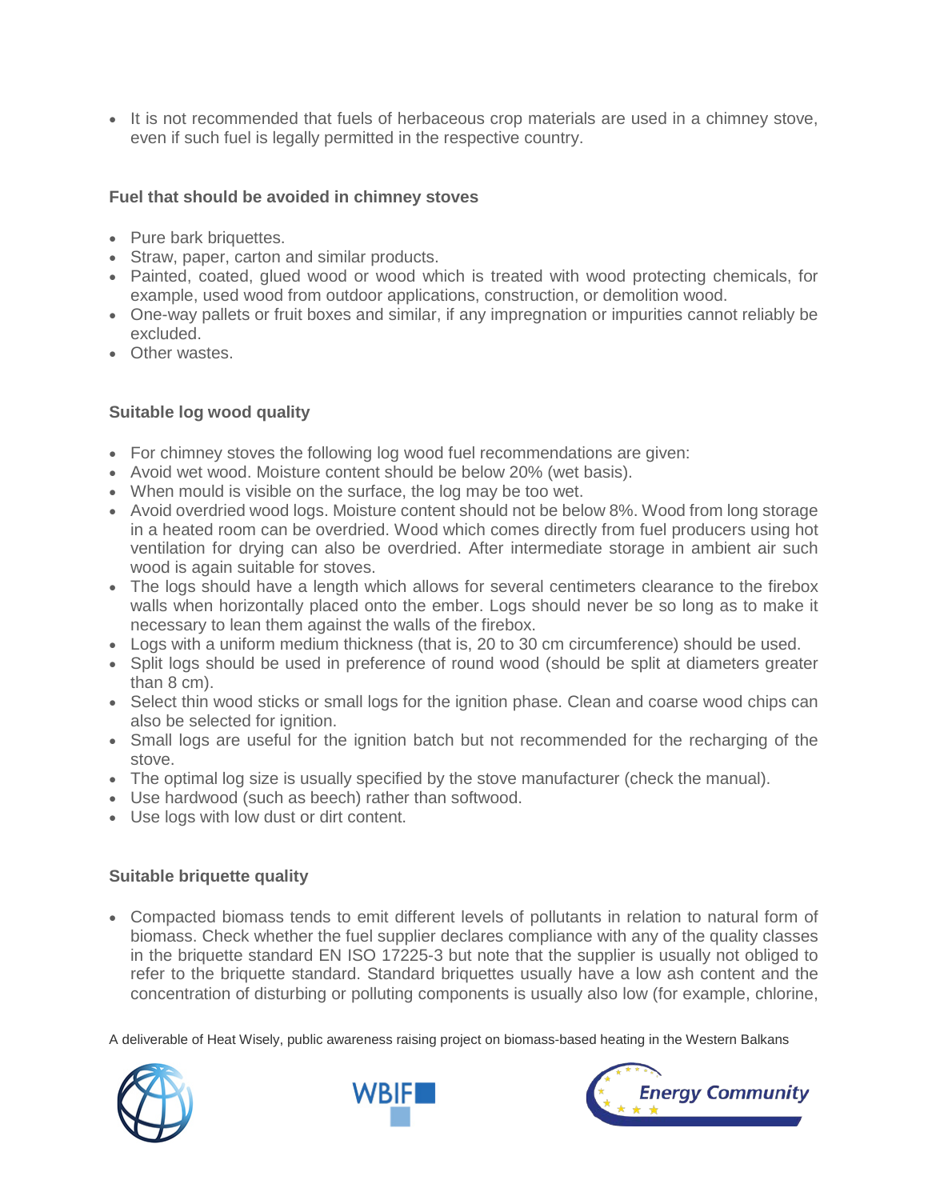- It is not recommended that fuels of herbaceous crop materials are used in a chimney stove, even if such fuel is legally permitted in the respective country.

**Fuel that should be avoided in chimney stoves**

- Pure bark briquettes.
- Straw, paper, carton and similar products.
- Painted, coated, glued wood or wood which is treated with wood protecting chemicals, for example, used wood from outdoor applications, construction, or demolition wood.
- One-way pallets or fruit boxes and similar, if any impregnation or impurities cannot reliably be excluded.
- Other wastes.

**Suitable log wood quality**

- For chimney stoves the following log wood fuel recommendations are given:
- Avoid wet wood. Moisture content should be below 20% (wet basis).
- When mould is visible on the surface, the log may be too wet.
- Avoid overdried wood logs. Moisture content should not be below 8%. Wood from long storage in a heated room can be overdried. Wood which comes directly from fuel producers using hot ventilation for drying can also be overdried. After intermediate storage in ambient air such wood is again suitable for stoves.
- The logs should have a length which allows for several centimeters clearance to the firebox walls when horizontally placed onto the ember. Logs should never be so long as to make it necessary to lean them against the walls of the firebox.
- Logs with a uniform medium thickness (that is, 20 to 30 cm circumference) should be used.
- Split logs should be used in preference of round wood (should be split at diameters greater than 8 cm).
- Select thin wood sticks or small logs for the ignition phase. Clean and coarse wood chips can also be selected for ignition.
- Small logs are useful for the ignition batch but not recommended for the recharging of the stove.
- The optimal log size is usually specified by the stove manufacturer (check the manual).
- Use hardwood (such as beech) rather than softwood.
- Use logs with low dust or dirt content.

**Suitable briquette quality**

- Compacted biomass tends to emit different levels of pollutants in relation to natural form of biomass. Check whether the fuel supplier declares compliance with any of the quality classes in the briquette standard EN ISO 17225-3 but note that the supplier is usually not obliged to refer to the briquette standard. Standard briquettes usually have a low ash content and the concentration of disturbing or polluting components is usually also low (for example, chlorine,

A deliverable of Heat Wisely, public awareness raising project on biomass-based heating in the Western Balkans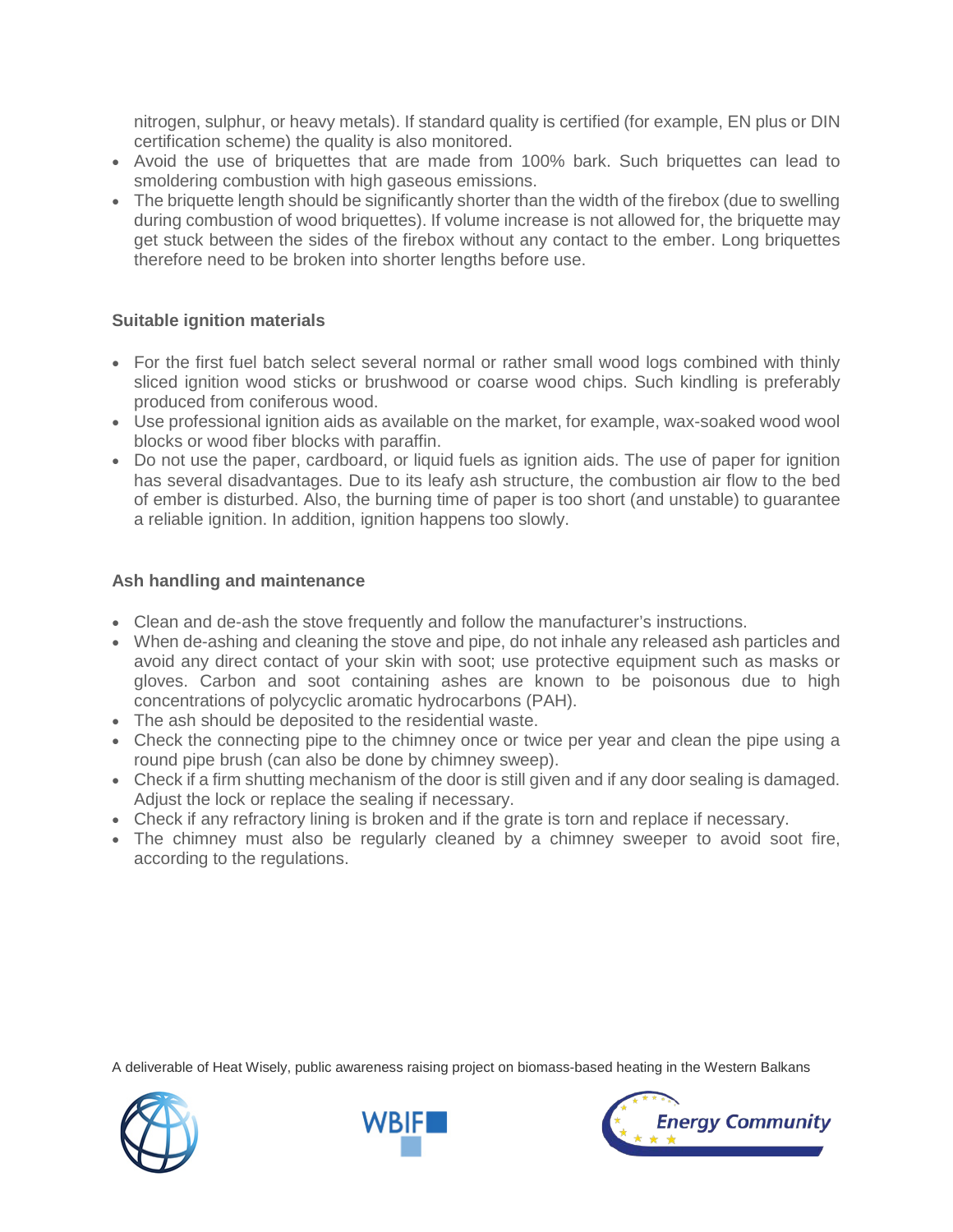nitrogen, sulphur, or heavy metals). If standard quality is certified (for example, EN plus or DIN certification scheme) the quality is also monitored.

- Avoid the use of briquettes that are made from 100% bark. Such briquettes can lead to smoldering combustion with high gaseous emissions.
- The briquette length should be significantly shorter than the width of the firebox (due to swelling during combustion of wood briquettes). If volume increase is not allowed for, the briquette may get stuck between the sides of the firebox without any contact to the ember. Long briquettes therefore need to be broken into shorter lengths before use.

### Suitable ignition materials

- For the first fuel batch select several normal or rather small wood logs combined with thinly sliced ignition wood sticks or brushwood or coarse wood chips. Such kindling is preferably produced from coniferous wood.
- Use professional ignition aids as available on the market, for example, wax-soaked wood wool blocks or wood fiber blocks with paraffin.
- Do not use the paper, cardboard, or liquid fuels as ignition aids. The use of paper for ignition has several disadvantages. Due to its leafy ash structure, the combustion air flow to the bed of ember is disturbed. Also, the burning time of paper is too short (and unstable) to guarantee a reliable ignition. In addition, ignition happens too slowly.

### Ash handling and maintenance

- Clean and de-ash the stove frequently and follow the manufacturer's instructions.
- When de-ashing and cleaning the stove and pipe, do not inhale any released ash particles and avoid any direct contact of your skin with soot; use protective equipment such as masks or gloves. Carbon and soot containing ashes are known to be poisonous due to high concentrations of polycyclic aromatic hydrocarbons (PAH).
- The ash should be deposited to the residential waste.
- Check the connecting pipe to the chimney once or twice per year and clean the pipe using a round pipe brush (can also be done by chimney sweep).
- Check if a firm shutting mechanism of the door is still given and if any door sealing is damaged. Adjust the lock or replace the sealing if necessary.
- Check if any refractory lining is broken and if the grate is torn and replace if necessary.
- The chimney must also be regularly cleaned by a chimney sweeper to avoid soot fire, according to the regulations.